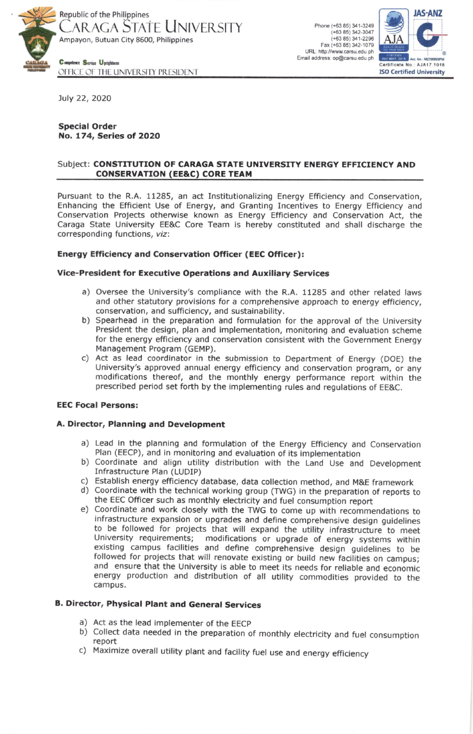Republic of the Philippines
CARAGA STATE UNIVERSITY
Ampayon, Butuan City 8600, Philippines

Competence Service Uprightness

OFFICE OF THE UNIVERSITY PRESIDENT

Phone (+63 85) 341-3249
(+63 85) 342-3047
(+63 85) 341-2296
Fax (+63 85) 342-1079
URL: http://www.carsu.edu.ph
Email address: op@carsu.edu.ph

Certificate No.: AJA17 1018
ISO Certified University

July 22, 2020

**Special Order**
**No. 174, Series of 2020**

Subject: **CONSTITUTION OF CARAGA STATE UNIVERSITY ENERGY EFFICIENCY AND CONSERVATION (EE&C) CORE TEAM**

Pursuant to the R.A. 11285, an act Institutionalizing Energy Efficiency and Conservation, Enhancing the Efficient Use of Energy, and Granting Incentives to Energy Efficiency and Conservation Projects otherwise known as Energy Efficiency and Conservation Act, the Caraga State University EE&C Core Team is hereby constituted and shall discharge the corresponding functions, *viz*:

**Energy Efficiency and Conservation Officer (EEC Officer):**

**Vice-President for Executive Operations and Auxiliary Services**

a) Oversee the University's compliance with the R.A. 11285 and other related laws and other statutory provisions for a comprehensive approach to energy efficiency, conservation, and sufficiency, and sustainability.
b) Spearhead in the preparation and formulation for the approval of the University President the design, plan and implementation, monitoring and evaluation scheme for the energy efficiency and conservation consistent with the Government Energy Management Program (GEMP).
c) Act as lead coordinator in the submission to Department of Energy (DOE) the University's approved annual energy efficiency and conservation program, or any modifications thereof, and the monthly energy performance report within the prescribed period set forth by the implementing rules and regulations of EE&C.

**EEC Focal Persons:**

**A. Director, Planning and Development**

a) Lead in the planning and formulation of the Energy Efficiency and Conservation Plan (EECP), and in monitoring and evaluation of its implementation
b) Coordinate and align utility distribution with the Land Use and Development Infrastructure Plan (LUDIP)
c) Establish energy efficiency database, data collection method, and M&E framework
d) Coordinate with the technical working group (TWG) in the preparation of reports to the EEC Officer such as monthly electricity and fuel consumption report
e) Coordinate and work closely with the TWG to come up with recommendations to infrastructure expansion or upgrades and define comprehensive design guidelines to be followed for projects that will expand the utility infrastructure to meet University requirements; modifications or upgrade of energy systems within existing campus facilities and define comprehensive design guidelines to be followed for projects that will renovate existing or build new facilities on campus; and ensure that the University is able to meet its needs for reliable and economic energy production and distribution of all utility commodities provided to the campus.

**B. Director, Physical Plant and General Services**

a) Act as the lead implementer of the EECP
b) Collect data needed in the preparation of monthly electricity and fuel consumption report
c) Maximize overall utility plant and facility fuel use and energy efficiency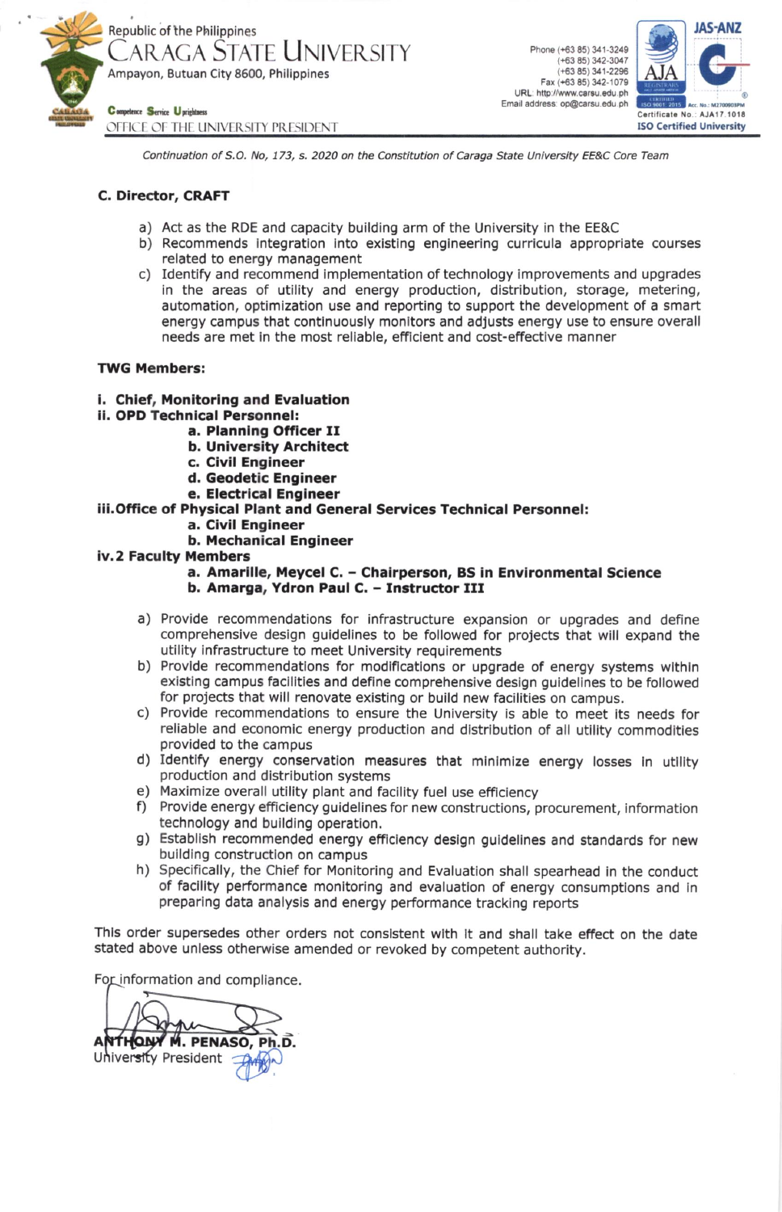*Continuation of S.O. No, 173, s. 2020 on the Constitution of Caraga State University EE&C Core Team*

**C. Director, CRAFT**

a) Act as the RDE and capacity building arm of the University in the EE&C
b) Recommends integration into existing engineering curricula appropriate courses related to energy management
c) Identify and recommend implementation of technology improvements and upgrades in the areas of utility and energy production, distribution, storage, metering, automation, optimization use and reporting to support the development of a smart energy campus that continuously monitors and adjusts energy use to ensure overall needs are met in the most reliable, efficient and cost-effective manner

**TWG Members:**

**i. Chief, Monitoring and Evaluation**
**ii. OPD Technical Personnel:**
- **a. Planning Officer II**
- **b. University Architect**
- **c. Civil Engineer**
- **d. Geodetic Engineer**
- **e. Electrical Engineer**

**iii. Office of Physical Plant and General Services Technical Personnel:**
- **a. Civil Engineer**
- **b. Mechanical Engineer**

**iv. 2 Faculty Members**
- **a. Amarille, Meycel C. – Chairperson, BS in Environmental Science**
- **b. Amarga, Ydron Paul C. – Instructor III**

a) Provide recommendations for infrastructure expansion or upgrades and define comprehensive design guidelines to be followed for projects that will expand the utility infrastructure to meet University requirements
b) Provide recommendations for modifications or upgrade of energy systems within existing campus facilities and define comprehensive design guidelines to be followed for projects that will renovate existing or build new facilities on campus.
c) Provide recommendations to ensure the University is able to meet its needs for reliable and economic energy production and distribution of all utility commodities provided to the campus
d) Identify energy conservation measures that minimize energy losses in utility production and distribution systems
e) Maximize overall utility plant and facility fuel use efficiency
f) Provide energy efficiency guidelines for new constructions, procurement, information technology and building operation.
g) Establish recommended energy efficiency design guidelines and standards for new building construction on campus
h) Specifically, the Chief for Monitoring and Evaluation shall spearhead in the conduct of facility performance monitoring and evaluation of energy consumptions and in preparing data analysis and energy performance tracking reports

This order supersedes other orders not consistent with it and shall take effect on the date stated above unless otherwise amended or revoked by competent authority.

For information and compliance.

**ANTHONY M. PENASO, Ph.D.**
University President